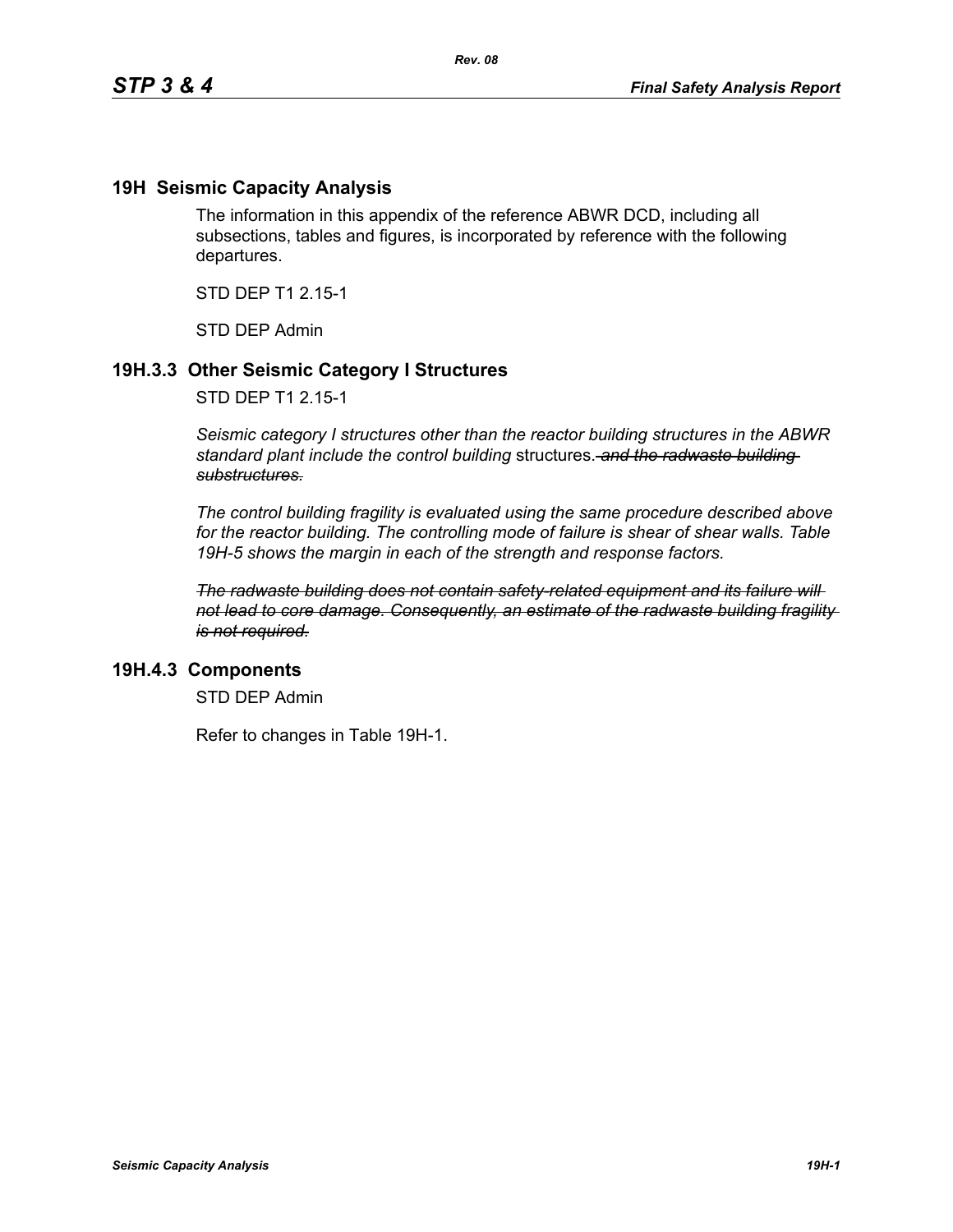## 19H Seismic Capacity Analysis

The information in this appendix of the reference ABWR DCD, including all subsections, tables and figures, is incorporated by reference with the following departures.

STD DEP T1 2.15-1

STD DEP Admin

### 19H.3.3 Other Seismic Category I Structures

STD DEP T1 2.15-1

*Seismic category I structures other than the reactor building structures in the ABWR standard plant include the control building* structures. ~~*and the radwaste building substructures.*~~

*The control building fragility is evaluated using the same procedure described above for the reactor building. The controlling mode of failure is shear of shear walls. Table 19H-5 shows the margin in each of the strength and response factors.*

~~*The radwaste building does not contain safety-related equipment and its failure will not lead to core damage. Consequently, an estimate of the radwaste building fragility is not required.*~~

### 19H.4.3 Components

STD DEP Admin

Refer to changes in Table 19H-1.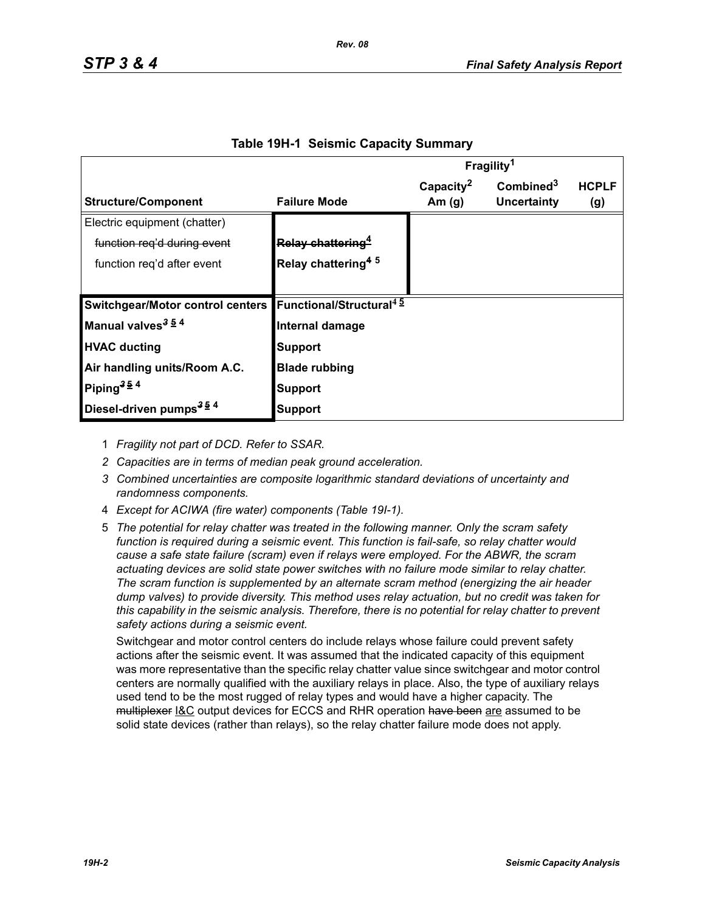## Table 19H-1 Seismic Capacity Summary

| Structure/Component | Failure Mode | Fragility[1] Capacity[2] Am (g) | Combined[3] Uncertainty | HCPLF (g) |
|---|---|---|---|---|
| Electric equipment (chatter) | | | | |
| ~~function req'd during event~~ | ~~Relay chattering[4]~~ | | | |
| function req'd after event | Relay chattering[4 5] | | | |
| **Switchgear/Motor control centers** | **Functional/Structural[4 5]** | | | |
| **Manual valves[~~3~~ 5 4]** | **Internal damage** | | | |
| **HVAC ducting** | **Support** | | | |
| **Air handling units/Room A.C.** | **Blade rubbing** | | | |
| **Piping[~~3~~ 5 4]** | **Support** | | | |
| **Diesel-driven pumps[~~3~~ 5 4]** | **Support** | | | |

1 *Fragility not part of DCD. Refer to SSAR.*

2 *Capacities are in terms of median peak ground acceleration.*

3 *Combined uncertainties are composite logarithmic standard deviations of uncertainty and randomness components.*

4 *Except for ACIWA (fire water) components (Table 19I-1).*

5 *The potential for relay chatter was treated in the following manner. Only the scram safety function is required during a seismic event. This function is fail-safe, so relay chatter would cause a safe state failure (scram) even if relays were employed. For the ABWR, the scram actuating devices are solid state power switches with no failure mode similar to relay chatter. The scram function is supplemented by an alternate scram method (energizing the air header dump valves) to provide diversity. This method uses relay actuation, but no credit was taken for this capability in the seismic analysis. Therefore, there is no potential for relay chatter to prevent safety actions during a seismic event.*

Switchgear and motor control centers do include relays whose failure could prevent safety actions after the seismic event. It was assumed that the indicated capacity of this equipment was more representative than the specific relay chatter value since switchgear and motor control centers are normally qualified with the auxiliary relays in place. Also, the type of auxiliary relays used tend to be the most rugged of relay types and would have a higher capacity. The ~~multiplexer~~ I&C output devices for ECCS and RHR operation ~~have been~~ are assumed to be solid state devices (rather than relays), so the relay chatter failure mode does not apply.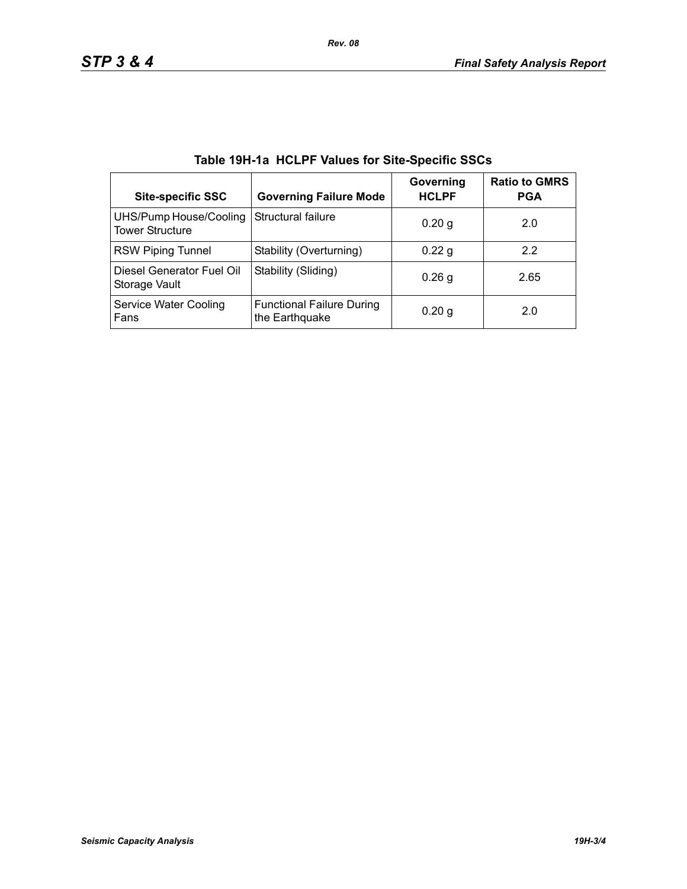## Table 19H-1a HCLPF Values for Site-Specific SSCs

| Site-specific SSC | Governing Failure Mode | Governing HCLPF | Ratio to GMRS PGA |
|---|---|---|---|
| UHS/Pump House/Cooling Tower Structure | Structural failure | 0.20 g | 2.0 |
| RSW Piping Tunnel | Stability (Overturning) | 0.22 g | 2.2 |
| Diesel Generator Fuel Oil Storage Vault | Stability (Sliding) | 0.26 g | 2.65 |
| Service Water Cooling Fans | Functional Failure During the Earthquake | 0.20 g | 2.0 |